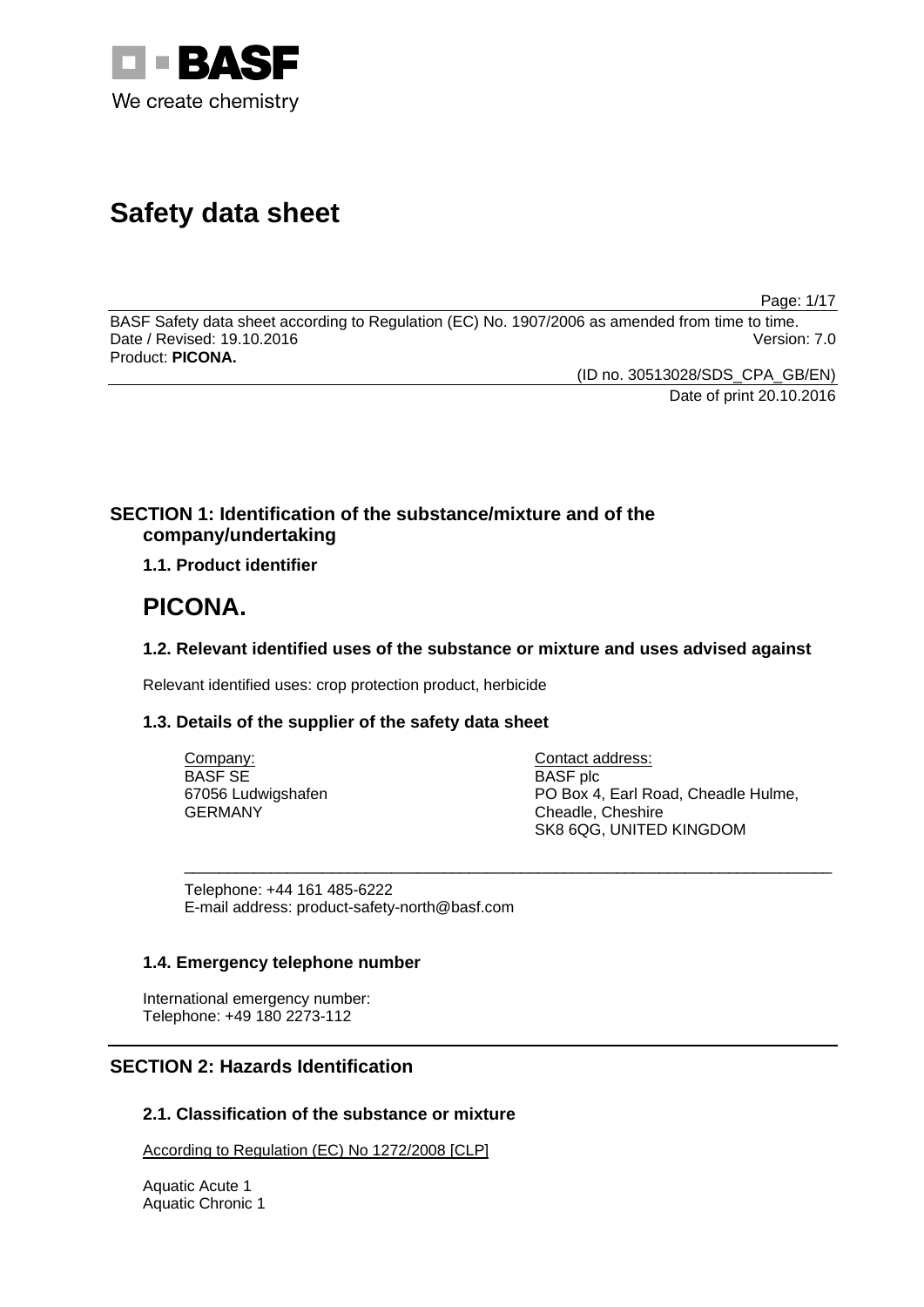# Safety data sheet

BASF Safety data sheet according to Regulation (EC) No. 1907/2006 as amended from time to time.
Date / Revised: 19.10.2016 Version: 7.0
Product: **PICONA.**

(ID no. 30513028/SDS_CPA_GB/EN)
Date of print 20.10.2016

## SECTION 1: Identification of the substance/mixture and of the company/undertaking

### 1.1. Product identifier

# PICONA.

### 1.2. Relevant identified uses of the substance or mixture and uses advised against

Relevant identified uses: crop protection product, herbicide

### 1.3. Details of the supplier of the safety data sheet

Company:
BASF SE
67056 Ludwigshafen
GERMANY

Contact address:
BASF plc
PO Box 4, Earl Road, Cheadle Hulme,
Cheadle, Cheshire
SK8 6QG, UNITED KINGDOM

Telephone: +44 161 485-6222
E-mail address: product-safety-north@basf.com

### 1.4. Emergency telephone number

International emergency number:
Telephone: +49 180 2273-112

## SECTION 2: Hazards Identification

### 2.1. Classification of the substance or mixture

According to Regulation (EC) No 1272/2008 [CLP]

Aquatic Acute 1
Aquatic Chronic 1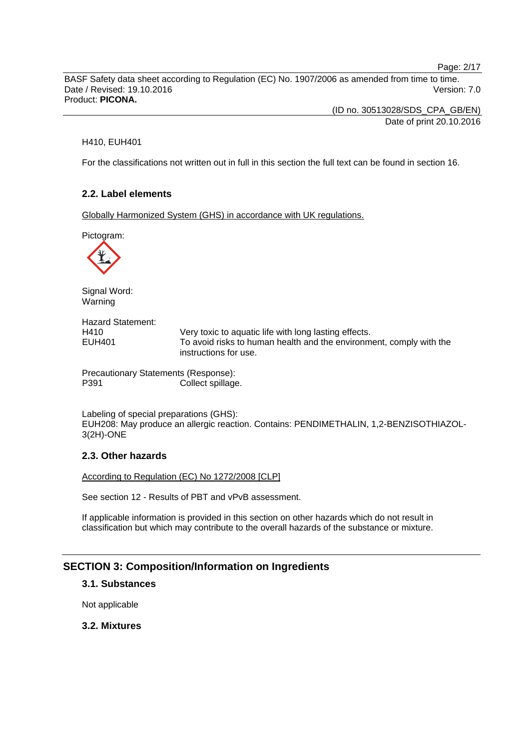H410, EUH401

For the classifications not written out in full in this section the full text can be found in section 16.

### 2.2. Label elements

Globally Harmonized System (GHS) in accordance with UK regulations.

Pictogram:

Signal Word:
Warning

Hazard Statement:

| | |
|---|---|
| H410 | Very toxic to aquatic life with long lasting effects. |
| EUH401 | To avoid risks to human health and the environment, comply with the instructions for use. |

Precautionary Statements (Response):

| | |
|---|---|
| P391 | Collect spillage. |

Labeling of special preparations (GHS):
EUH208: May produce an allergic reaction. Contains: PENDIMETHALIN, 1,2-BENZISOTHIAZOL-3(2H)-ONE

### 2.3. Other hazards

According to Regulation (EC) No 1272/2008 [CLP]

See section 12 - Results of PBT and vPvB assessment.

If applicable information is provided in this section on other hazards which do not result in classification but which may contribute to the overall hazards of the substance or mixture.

## SECTION 3: Composition/Information on Ingredients

### 3.1. Substances

Not applicable

### 3.2. Mixtures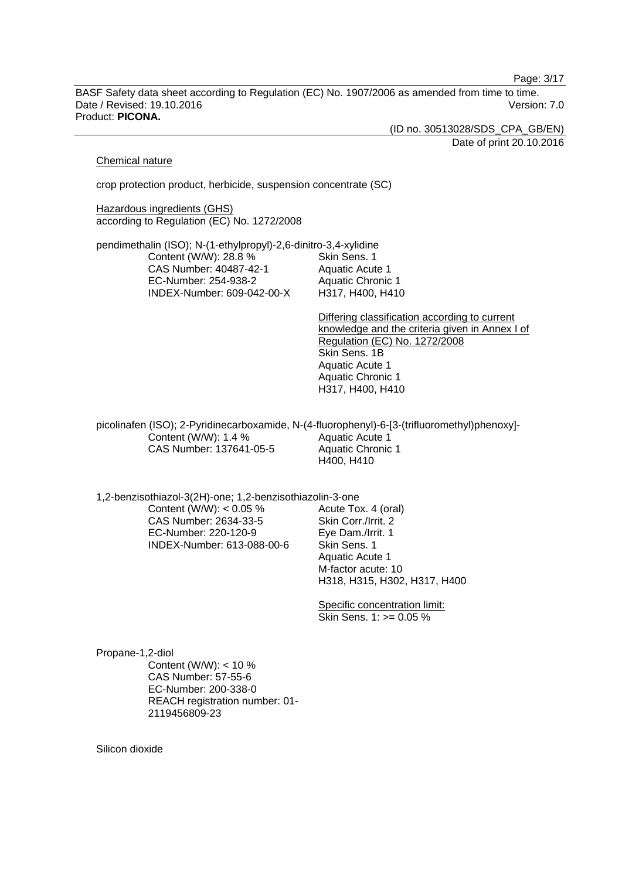Chemical nature

crop protection product, herbicide, suspension concentrate (SC)

Hazardous ingredients (GHS)
according to Regulation (EC) No. 1272/2008

pendimethalin (ISO); N-(1-ethylpropyl)-2,6-dinitro-3,4-xylidine

| | |
|---|---|
| Content (W/W): 28.8 % | Skin Sens. 1 |
| CAS Number: 40487-42-1 | Aquatic Acute 1 |
| EC-Number: 254-938-2 | Aquatic Chronic 1 |
| INDEX-Number: 609-042-00-X | H317, H400, H410 |

Differing classification according to current knowledge and the criteria given in Annex I of Regulation (EC) No. 1272/2008
Skin Sens. 1B
Aquatic Acute 1
Aquatic Chronic 1
H317, H400, H410

picolinafen (ISO); 2-Pyridinecarboxamide, N-(4-fluorophenyl)-6-[3-(trifluoromethyl)phenoxy]-

| | |
|---|---|
| Content (W/W): 1.4 % | Aquatic Acute 1 |
| CAS Number: 137641-05-5 | Aquatic Chronic 1 |
| | H400, H410 |

1,2-benzisothiazol-3(2H)-one; 1,2-benzisothiazolin-3-one

| | |
|---|---|
| Content (W/W): < 0.05 % | Acute Tox. 4 (oral) |
| CAS Number: 2634-33-5 | Skin Corr./Irrit. 2 |
| EC-Number: 220-120-9 | Eye Dam./Irrit. 1 |
| INDEX-Number: 613-088-00-6 | Skin Sens. 1 |
| | Aquatic Acute 1 |
| | M-factor acute: 10 |
| | H318, H315, H302, H317, H400 |

Specific concentration limit:
Skin Sens. 1: >= 0.05 %

Propane-1,2-diol
Content (W/W): < 10 %
CAS Number: 57-55-6
EC-Number: 200-338-0
REACH registration number: 01-2119456809-23

Silicon dioxide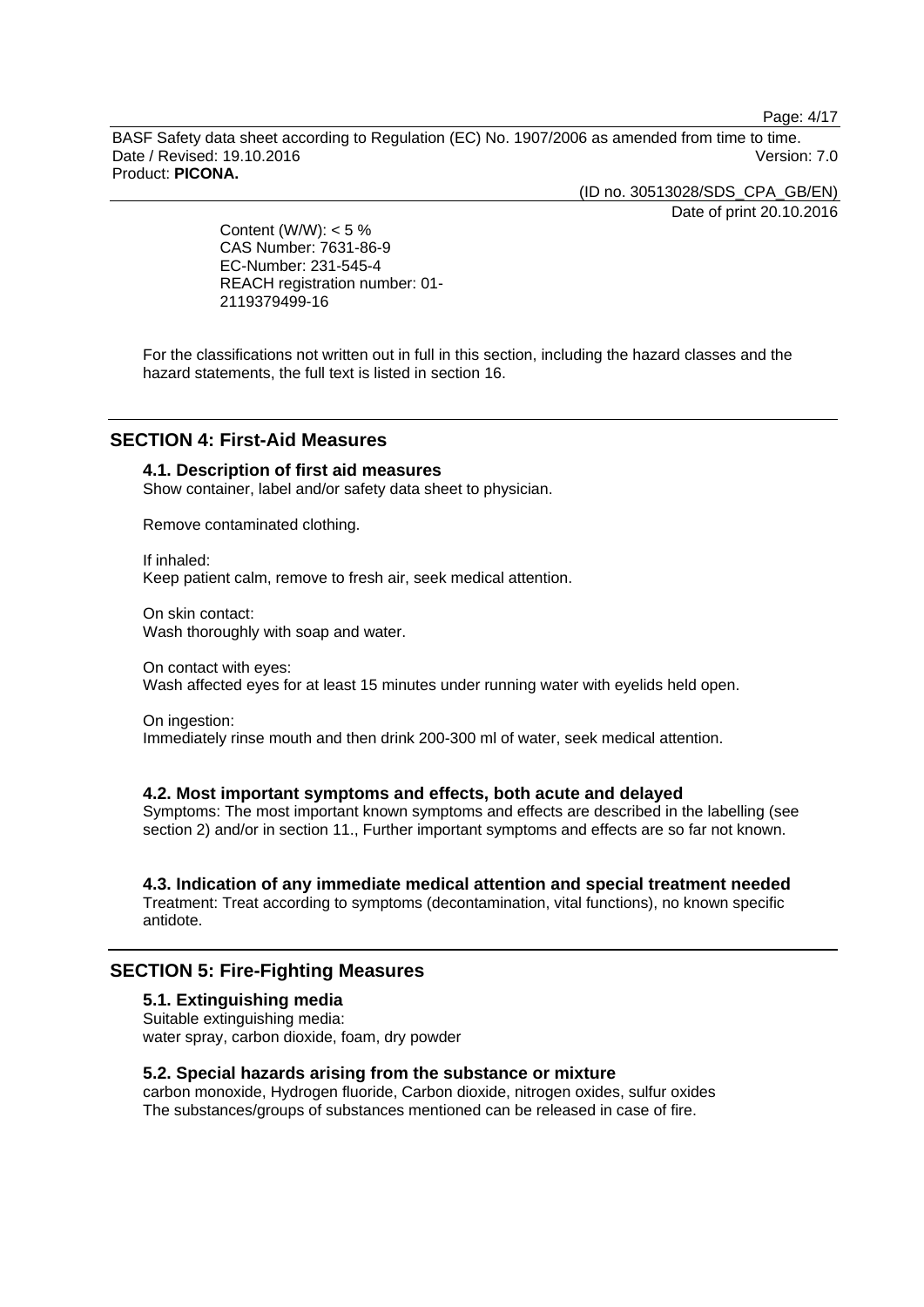Content (W/W): < 5 %
CAS Number: 7631-86-9
EC-Number: 231-545-4
REACH registration number: 01-2119379499-16

For the classifications not written out in full in this section, including the hazard classes and the hazard statements, the full text is listed in section 16.

## SECTION 4: First-Aid Measures

### 4.1. Description of first aid measures

Show container, label and/or safety data sheet to physician.

Remove contaminated clothing.

If inhaled:
Keep patient calm, remove to fresh air, seek medical attention.

On skin contact:
Wash thoroughly with soap and water.

On contact with eyes:
Wash affected eyes for at least 15 minutes under running water with eyelids held open.

On ingestion:
Immediately rinse mouth and then drink 200-300 ml of water, seek medical attention.

### 4.2. Most important symptoms and effects, both acute and delayed

Symptoms: The most important known symptoms and effects are described in the labelling (see section 2) and/or in section 11., Further important symptoms and effects are so far not known.

### 4.3. Indication of any immediate medical attention and special treatment needed

Treatment: Treat according to symptoms (decontamination, vital functions), no known specific antidote.

## SECTION 5: Fire-Fighting Measures

### 5.1. Extinguishing media

Suitable extinguishing media:
water spray, carbon dioxide, foam, dry powder

### 5.2. Special hazards arising from the substance or mixture

carbon monoxide, Hydrogen fluoride, Carbon dioxide, nitrogen oxides, sulfur oxides
The substances/groups of substances mentioned can be released in case of fire.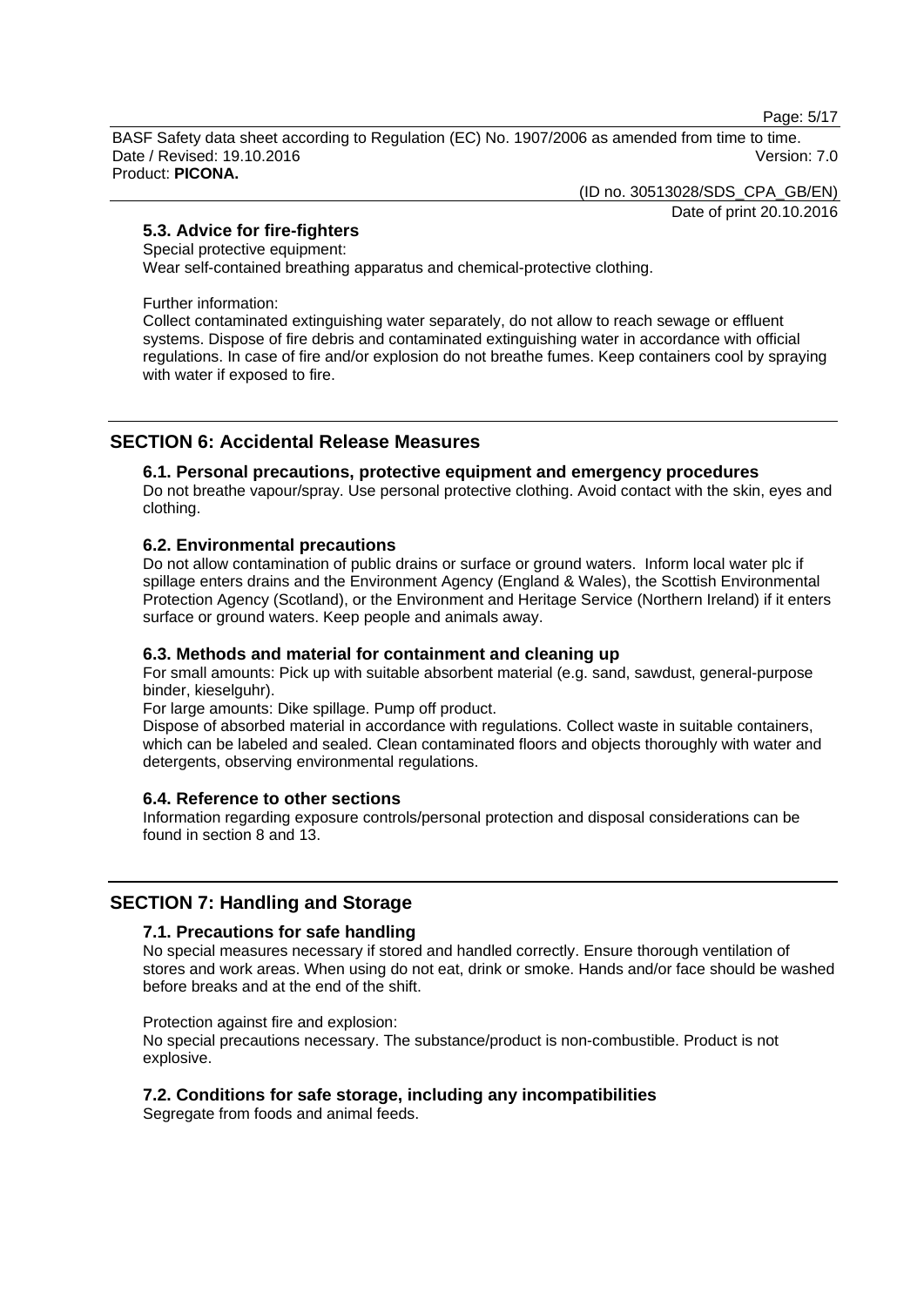### 5.3. Advice for fire-fighters

Special protective equipment:
Wear self-contained breathing apparatus and chemical-protective clothing.

Further information:
Collect contaminated extinguishing water separately, do not allow to reach sewage or effluent systems. Dispose of fire debris and contaminated extinguishing water in accordance with official regulations. In case of fire and/or explosion do not breathe fumes. Keep containers cool by spraying with water if exposed to fire.

## SECTION 6: Accidental Release Measures

### 6.1. Personal precautions, protective equipment and emergency procedures

Do not breathe vapour/spray. Use personal protective clothing. Avoid contact with the skin, eyes and clothing.

### 6.2. Environmental precautions

Do not allow contamination of public drains or surface or ground waters. Inform local water plc if spillage enters drains and the Environment Agency (England & Wales), the Scottish Environmental Protection Agency (Scotland), or the Environment and Heritage Service (Northern Ireland) if it enters surface or ground waters. Keep people and animals away.

### 6.3. Methods and material for containment and cleaning up

For small amounts: Pick up with suitable absorbent material (e.g. sand, sawdust, general-purpose binder, kieselguhr).
For large amounts: Dike spillage. Pump off product.
Dispose of absorbed material in accordance with regulations. Collect waste in suitable containers, which can be labeled and sealed. Clean contaminated floors and objects thoroughly with water and detergents, observing environmental regulations.

### 6.4. Reference to other sections

Information regarding exposure controls/personal protection and disposal considerations can be found in section 8 and 13.

## SECTION 7: Handling and Storage

### 7.1. Precautions for safe handling

No special measures necessary if stored and handled correctly. Ensure thorough ventilation of stores and work areas. When using do not eat, drink or smoke. Hands and/or face should be washed before breaks and at the end of the shift.

Protection against fire and explosion:
No special precautions necessary. The substance/product is non-combustible. Product is not explosive.

### 7.2. Conditions for safe storage, including any incompatibilities

Segregate from foods and animal feeds.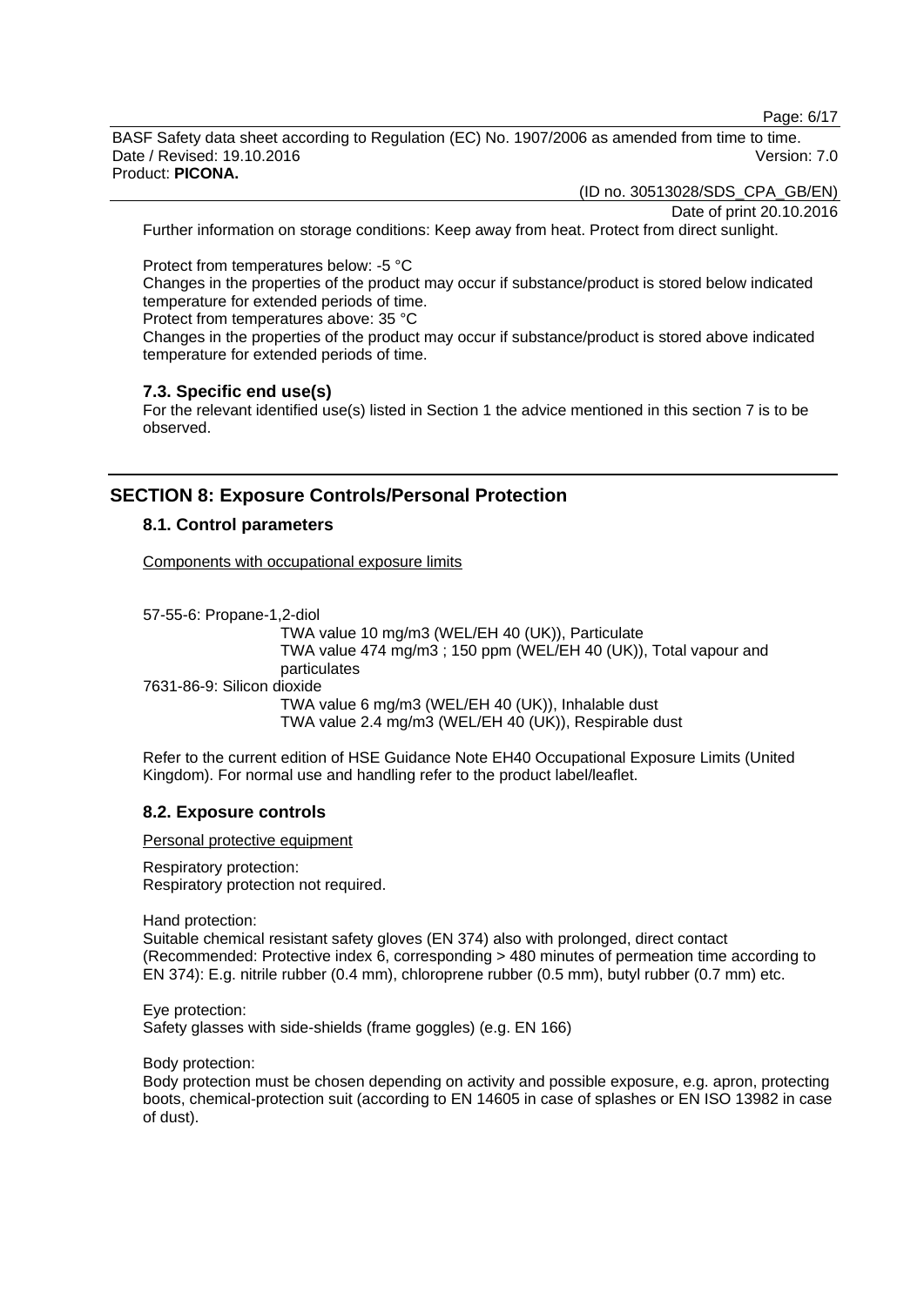Further information on storage conditions: Keep away from heat. Protect from direct sunlight.

Protect from temperatures below: -5 °C
Changes in the properties of the product may occur if substance/product is stored below indicated temperature for extended periods of time.
Protect from temperatures above: 35 °C
Changes in the properties of the product may occur if substance/product is stored above indicated temperature for extended periods of time.

### 7.3. Specific end use(s)

For the relevant identified use(s) listed in Section 1 the advice mentioned in this section 7 is to be observed.

## SECTION 8: Exposure Controls/Personal Protection

### 8.1. Control parameters

Components with occupational exposure limits

57-55-6: Propane-1,2-diol
TWA value 10 mg/m3 (WEL/EH 40 (UK)), Particulate
TWA value 474 mg/m3 ; 150 ppm (WEL/EH 40 (UK)), Total vapour and particulates

7631-86-9: Silicon dioxide
TWA value 6 mg/m3 (WEL/EH 40 (UK)), Inhalable dust
TWA value 2.4 mg/m3 (WEL/EH 40 (UK)), Respirable dust

Refer to the current edition of HSE Guidance Note EH40 Occupational Exposure Limits (United Kingdom). For normal use and handling refer to the product label/leaflet.

### 8.2. Exposure controls

Personal protective equipment

Respiratory protection:
Respiratory protection not required.

Hand protection:
Suitable chemical resistant safety gloves (EN 374) also with prolonged, direct contact (Recommended: Protective index 6, corresponding > 480 minutes of permeation time according to EN 374): E.g. nitrile rubber (0.4 mm), chloroprene rubber (0.5 mm), butyl rubber (0.7 mm) etc.

Eye protection:
Safety glasses with side-shields (frame goggles) (e.g. EN 166)

Body protection:
Body protection must be chosen depending on activity and possible exposure, e.g. apron, protecting boots, chemical-protection suit (according to EN 14605 in case of splashes or EN ISO 13982 in case of dust).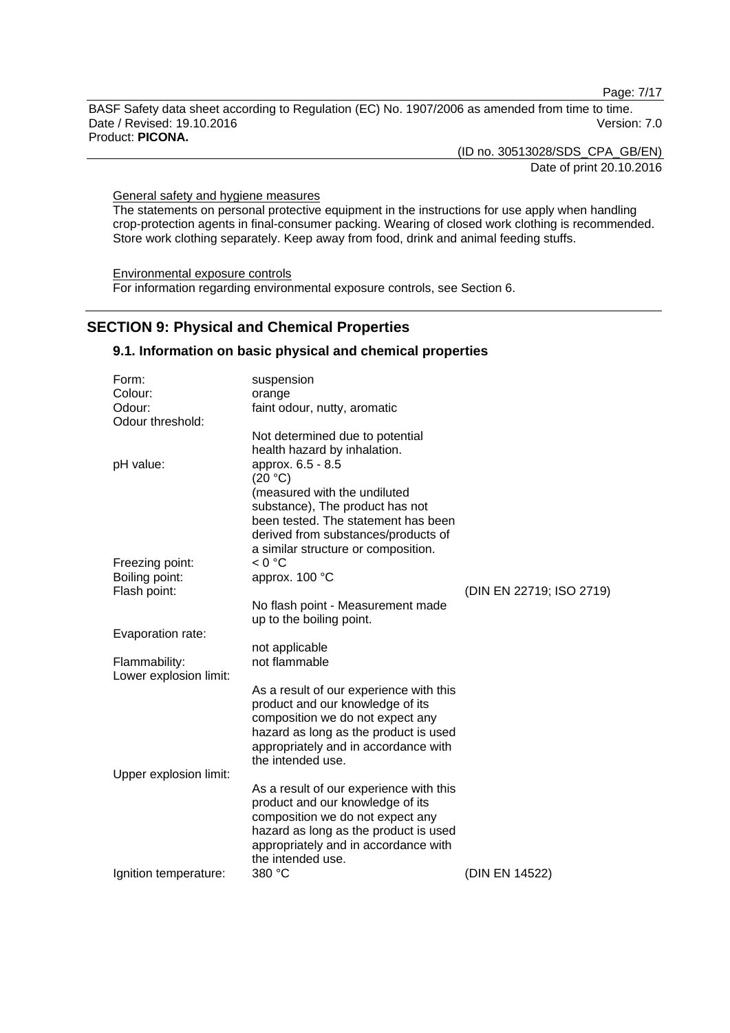General safety and hygiene measures

The statements on personal protective equipment in the instructions for use apply when handling crop-protection agents in final-consumer packing. Wearing of closed work clothing is recommended. Store work clothing separately. Keep away from food, drink and animal feeding stuffs.

Environmental exposure controls

For information regarding environmental exposure controls, see Section 6.

## SECTION 9: Physical and Chemical Properties

### 9.1. Information on basic physical and chemical properties

| | | |
|---|---|---|
| Form: | suspension | |
| Colour: | orange | |
| Odour: | faint odour, nutty, aromatic | |
| Odour threshold: | Not determined due to potential health hazard by inhalation. | |
| pH value: | approx. 6.5 - 8.5 (20 °C) (measured with the undiluted substance), The product has not been tested. The statement has been derived from substances/products of a similar structure or composition. | |
| Freezing point: | < 0 °C | |
| Boiling point: | approx. 100 °C | |
| Flash point: | No flash point - Measurement made up to the boiling point. | (DIN EN 22719; ISO 2719) |
| Evaporation rate: | not applicable | |
| Flammability: | not flammable | |
| Lower explosion limit: | As a result of our experience with this product and our knowledge of its composition we do not expect any hazard as long as the product is used appropriately and in accordance with the intended use. | |
| Upper explosion limit: | As a result of our experience with this product and our knowledge of its composition we do not expect any hazard as long as the product is used appropriately and in accordance with the intended use. | |
| Ignition temperature: | 380 °C | (DIN EN 14522) |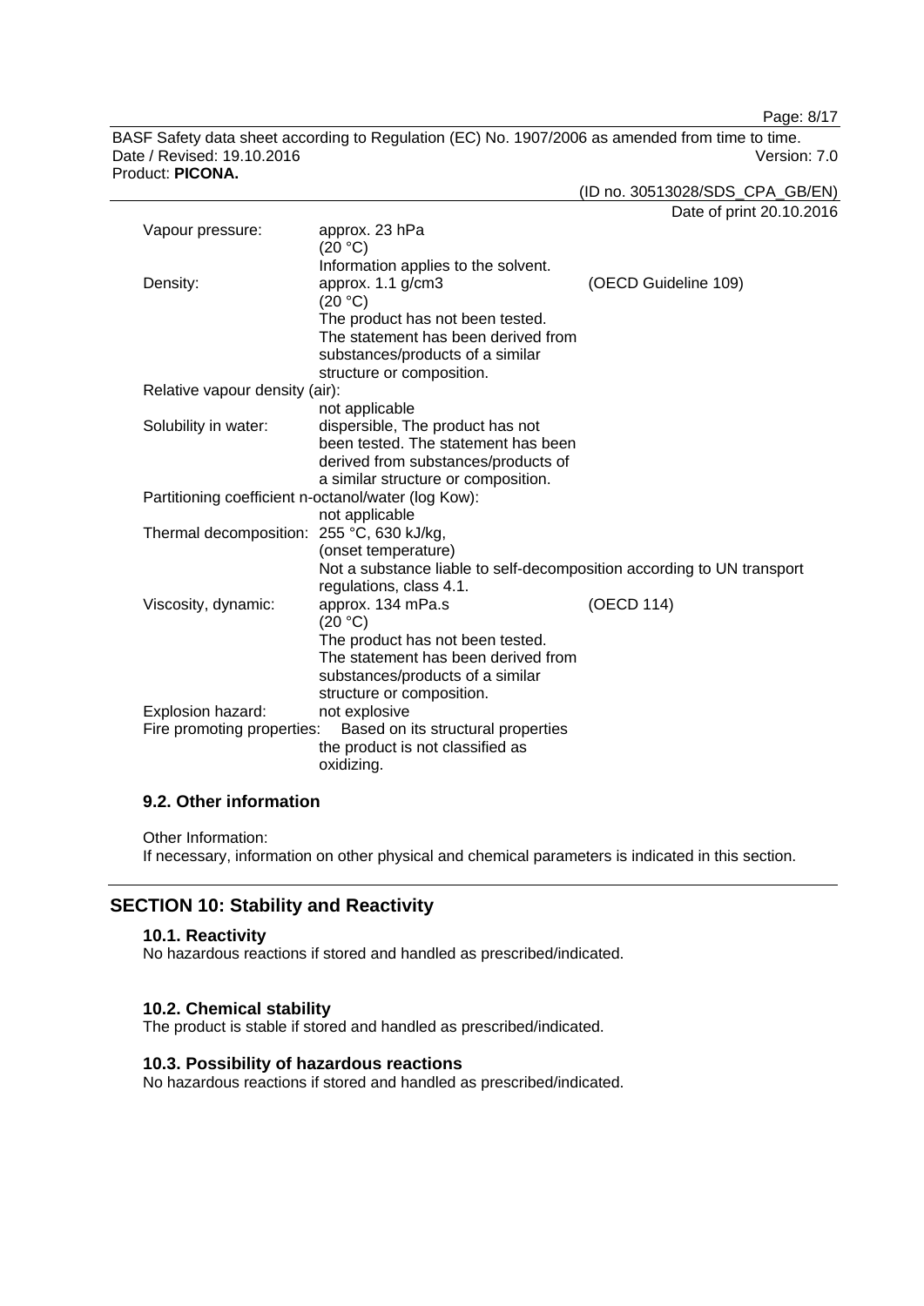Vapour pressure: approx. 23 hPa
(20 °C)
Information applies to the solvent.

Density: approx. 1.1 g/cm3 (OECD Guideline 109)
(20 °C)
The product has not been tested. The statement has been derived from substances/products of a similar structure or composition.

Relative vapour density (air):
not applicable

Solubility in water: dispersible, The product has not been tested. The statement has been derived from substances/products of a similar structure or composition.

Partitioning coefficient n-octanol/water (log Kow):
not applicable

Thermal decomposition: 255 °C, 630 kJ/kg,
(onset temperature)
Not a substance liable to self-decomposition according to UN transport regulations, class 4.1.

Viscosity, dynamic: approx. 134 mPa.s (OECD 114)
(20 °C)
The product has not been tested. The statement has been derived from substances/products of a similar structure or composition.

Explosion hazard: not explosive

Fire promoting properties: Based on its structural properties the product is not classified as oxidizing.

### 9.2. Other information

Other Information:
If necessary, information on other physical and chemical parameters is indicated in this section.

## SECTION 10: Stability and Reactivity

### 10.1. Reactivity

No hazardous reactions if stored and handled as prescribed/indicated.

### 10.2. Chemical stability

The product is stable if stored and handled as prescribed/indicated.

### 10.3. Possibility of hazardous reactions

No hazardous reactions if stored and handled as prescribed/indicated.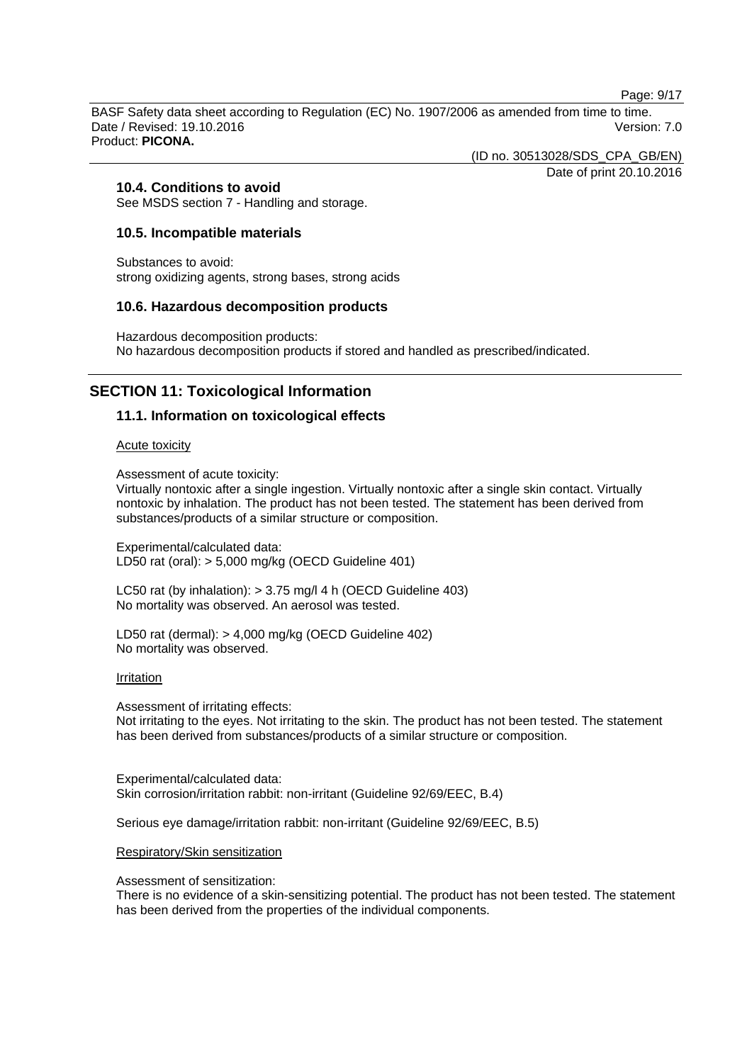### 10.4. Conditions to avoid

See MSDS section 7 - Handling and storage.

### 10.5. Incompatible materials

Substances to avoid:
strong oxidizing agents, strong bases, strong acids

### 10.6. Hazardous decomposition products

Hazardous decomposition products:
No hazardous decomposition products if stored and handled as prescribed/indicated.

## SECTION 11: Toxicological Information

### 11.1. Information on toxicological effects

Acute toxicity

Assessment of acute toxicity:
Virtually nontoxic after a single ingestion. Virtually nontoxic after a single skin contact. Virtually nontoxic by inhalation. The product has not been tested. The statement has been derived from substances/products of a similar structure or composition.

Experimental/calculated data:
LD50 rat (oral): > 5,000 mg/kg (OECD Guideline 401)

LC50 rat (by inhalation): > 3.75 mg/l 4 h (OECD Guideline 403)
No mortality was observed. An aerosol was tested.

LD50 rat (dermal): > 4,000 mg/kg (OECD Guideline 402)
No mortality was observed.

Irritation

Assessment of irritating effects:
Not irritating to the eyes. Not irritating to the skin. The product has not been tested. The statement has been derived from substances/products of a similar structure or composition.

Experimental/calculated data:
Skin corrosion/irritation rabbit: non-irritant (Guideline 92/69/EEC, B.4)

Serious eye damage/irritation rabbit: non-irritant (Guideline 92/69/EEC, B.5)

Respiratory/Skin sensitization

Assessment of sensitization:
There is no evidence of a skin-sensitizing potential. The product has not been tested. The statement has been derived from the properties of the individual components.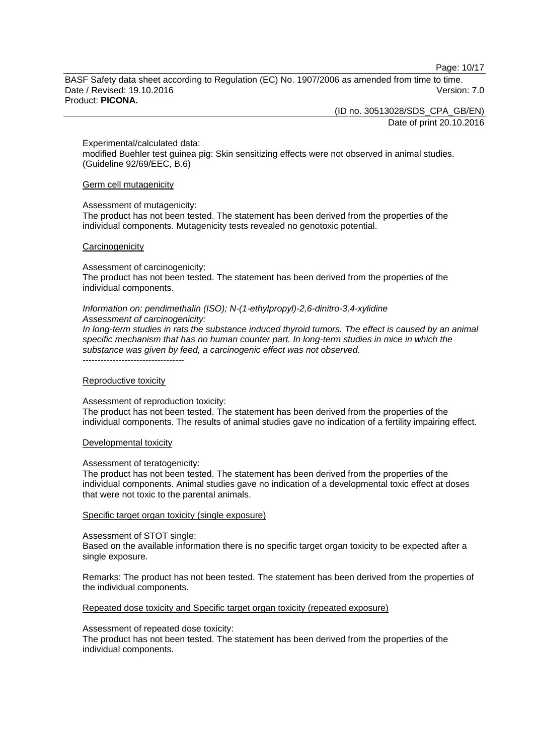Experimental/calculated data:
modified Buehler test guinea pig: Skin sensitizing effects were not observed in animal studies. (Guideline 92/69/EEC, B.6)

Germ cell mutagenicity

Assessment of mutagenicity:
The product has not been tested. The statement has been derived from the properties of the individual components. Mutagenicity tests revealed no genotoxic potential.

Carcinogenicity

Assessment of carcinogenicity:
The product has not been tested. The statement has been derived from the properties of the individual components.

*Information on: pendimethalin (ISO); N-(1-ethylpropyl)-2,6-dinitro-3,4-xylidine*
*Assessment of carcinogenicity:*
*In long-term studies in rats the substance induced thyroid tumors. The effect is caused by an animal specific mechanism that has no human counter part. In long-term studies in mice in which the substance was given by feed, a carcinogenic effect was not observed.*

----------------------------------

Reproductive toxicity

Assessment of reproduction toxicity:
The product has not been tested. The statement has been derived from the properties of the individual components. The results of animal studies gave no indication of a fertility impairing effect.

Developmental toxicity

Assessment of teratogenicity:
The product has not been tested. The statement has been derived from the properties of the individual components. Animal studies gave no indication of a developmental toxic effect at doses that were not toxic to the parental animals.

Specific target organ toxicity (single exposure)

Assessment of STOT single:
Based on the available information there is no specific target organ toxicity to be expected after a single exposure.

Remarks: The product has not been tested. The statement has been derived from the properties of the individual components.

Repeated dose toxicity and Specific target organ toxicity (repeated exposure)

Assessment of repeated dose toxicity:
The product has not been tested. The statement has been derived from the properties of the individual components.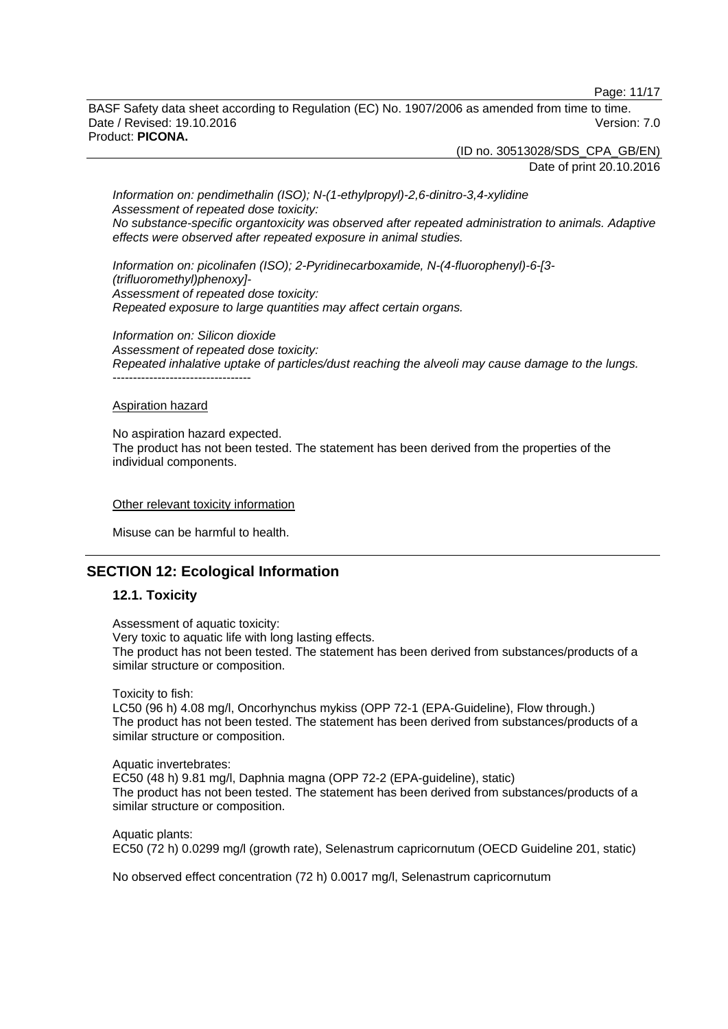*Information on: pendimethalin (ISO); N-(1-ethylpropyl)-2,6-dinitro-3,4-xylidine*
*Assessment of repeated dose toxicity:*
*No substance-specific organtoxicity was observed after repeated administration to animals. Adaptive effects were observed after repeated exposure in animal studies.*

*Information on: picolinafen (ISO); 2-Pyridinecarboxamide, N-(4-fluorophenyl)-6-[3-(trifluoromethyl)phenoxy]-*
*Assessment of repeated dose toxicity:*
*Repeated exposure to large quantities may affect certain organs.*

*Information on: Silicon dioxide*
*Assessment of repeated dose toxicity:*
*Repeated inhalative uptake of particles/dust reaching the alveoli may cause damage to the lungs.*
----------------------------------

Aspiration hazard

No aspiration hazard expected.
The product has not been tested. The statement has been derived from the properties of the individual components.

Other relevant toxicity information

Misuse can be harmful to health.

## SECTION 12: Ecological Information

### 12.1. Toxicity

Assessment of aquatic toxicity:
Very toxic to aquatic life with long lasting effects.
The product has not been tested. The statement has been derived from substances/products of a similar structure or composition.

Toxicity to fish:
LC50 (96 h) 4.08 mg/l, Oncorhynchus mykiss (OPP 72-1 (EPA-Guideline), Flow through.)
The product has not been tested. The statement has been derived from substances/products of a similar structure or composition.

Aquatic invertebrates:
EC50 (48 h) 9.81 mg/l, Daphnia magna (OPP 72-2 (EPA-guideline), static)
The product has not been tested. The statement has been derived from substances/products of a similar structure or composition.

Aquatic plants:
EC50 (72 h) 0.0299 mg/l (growth rate), Selenastrum capricornutum (OECD Guideline 201, static)

No observed effect concentration (72 h) 0.0017 mg/l, Selenastrum capricornutum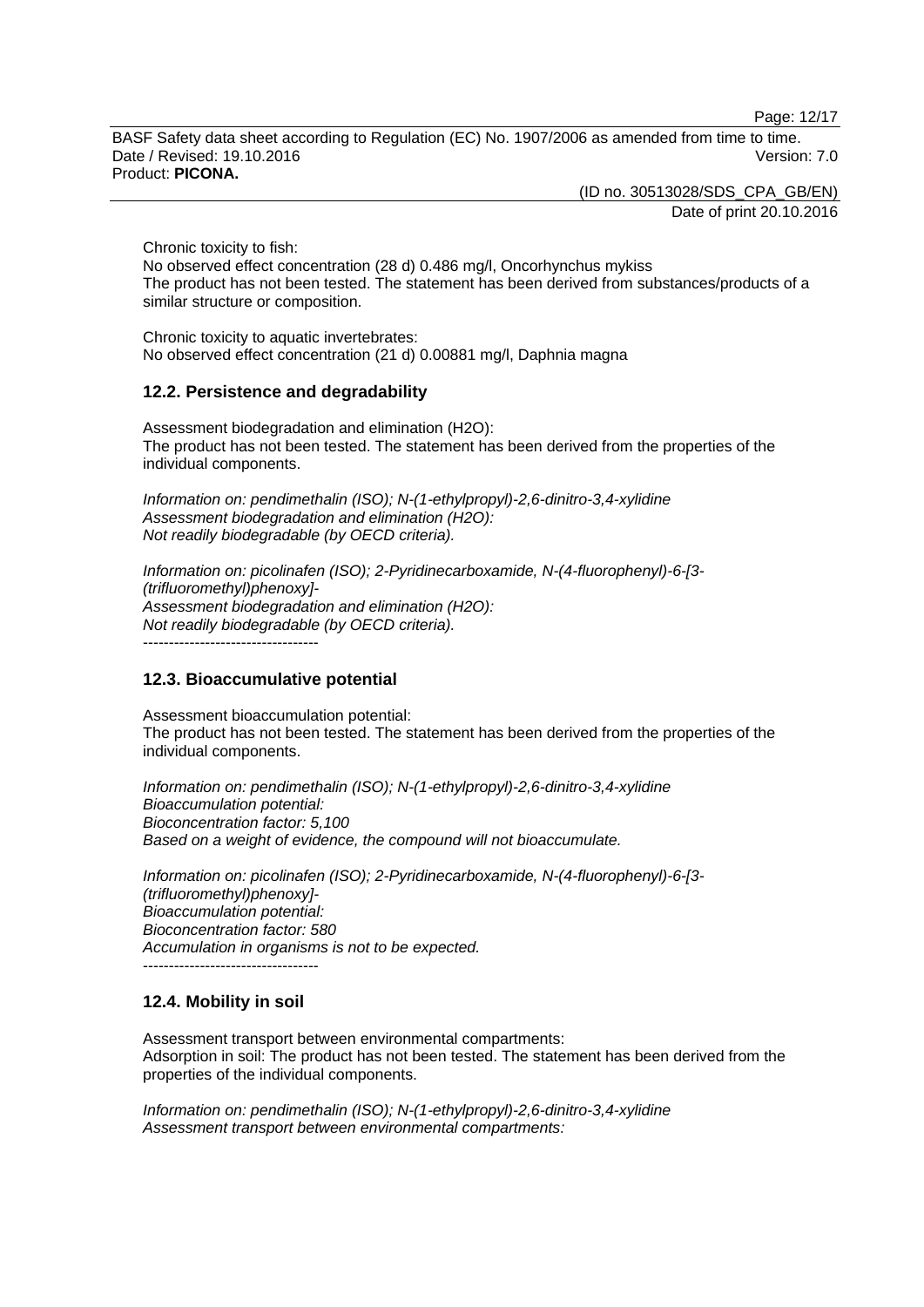Chronic toxicity to fish:
No observed effect concentration (28 d) 0.486 mg/l, Oncorhynchus mykiss
The product has not been tested. The statement has been derived from substances/products of a similar structure or composition.

Chronic toxicity to aquatic invertebrates:
No observed effect concentration (21 d) 0.00881 mg/l, Daphnia magna

## 12.2. Persistence and degradability

Assessment biodegradation and elimination ($H_2O$):
The product has not been tested. The statement has been derived from the properties of the individual components.

*Information on: pendimethalin (ISO); N-(1-ethylpropyl)-2,6-dinitro-3,4-xylidine*
*Assessment biodegradation and elimination ($H_2O$):*
*Not readily biodegradable (by OECD criteria).*

*Information on: picolinafen (ISO); 2-Pyridinecarboxamide, N-(4-fluorophenyl)-6-[3-(trifluoromethyl)phenoxy]-*
*Assessment biodegradation and elimination ($H_2O$):*
*Not readily biodegradable (by OECD criteria).*
----------------------------------

## 12.3. Bioaccumulative potential

Assessment bioaccumulation potential:
The product has not been tested. The statement has been derived from the properties of the individual components.

*Information on: pendimethalin (ISO); N-(1-ethylpropyl)-2,6-dinitro-3,4-xylidine*
*Bioaccumulation potential:*
*Bioconcentration factor: 5,100*
*Based on a weight of evidence, the compound will not bioaccumulate.*

*Information on: picolinafen (ISO); 2-Pyridinecarboxamide, N-(4-fluorophenyl)-6-[3-(trifluoromethyl)phenoxy]-*
*Bioaccumulation potential:*
*Bioconcentration factor: 580*
*Accumulation in organisms is not to be expected.*
----------------------------------

## 12.4. Mobility in soil

Assessment transport between environmental compartments:
Adsorption in soil: The product has not been tested. The statement has been derived from the properties of the individual components.

*Information on: pendimethalin (ISO); N-(1-ethylpropyl)-2,6-dinitro-3,4-xylidine*
*Assessment transport between environmental compartments:*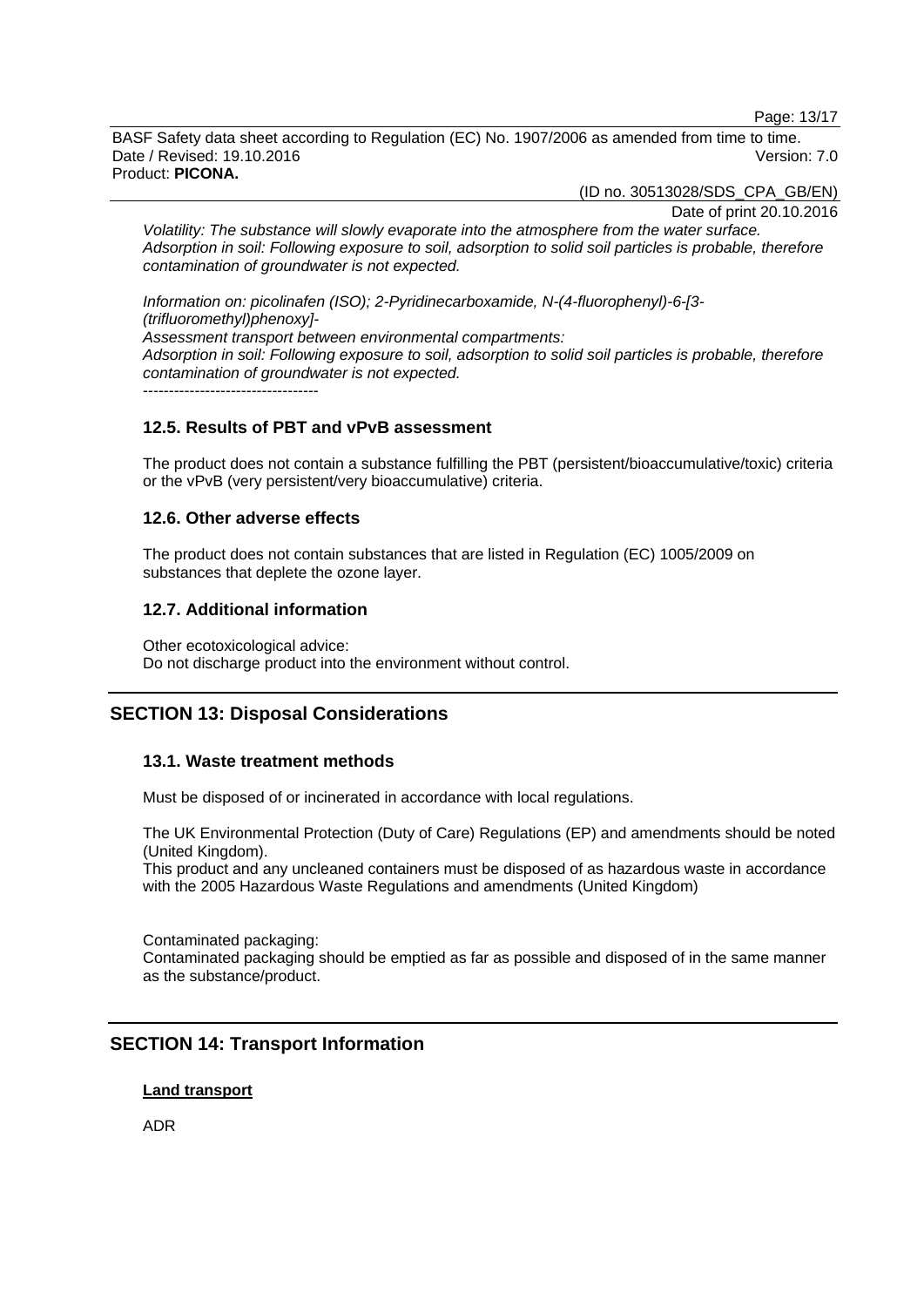*Volatility: The substance will slowly evaporate into the atmosphere from the water surface.*
*Adsorption in soil: Following exposure to soil, adsorption to solid soil particles is probable, therefore contamination of groundwater is not expected.*

*Information on: picolinafen (ISO); 2-Pyridinecarboxamide, N-(4-fluorophenyl)-6-[3-(trifluoromethyl)phenoxy]-*
*Assessment transport between environmental compartments:*
*Adsorption in soil: Following exposure to soil, adsorption to solid soil particles is probable, therefore contamination of groundwater is not expected.*
----------------------------------

### 12.5. Results of PBT and vPvB assessment

The product does not contain a substance fulfilling the PBT (persistent/bioaccumulative/toxic) criteria or the vPvB (very persistent/very bioaccumulative) criteria.

### 12.6. Other adverse effects

The product does not contain substances that are listed in Regulation (EC) 1005/2009 on substances that deplete the ozone layer.

### 12.7. Additional information

Other ecotoxicological advice:
Do not discharge product into the environment without control.

## SECTION 13: Disposal Considerations

### 13.1. Waste treatment methods

Must be disposed of or incinerated in accordance with local regulations.

The UK Environmental Protection (Duty of Care) Regulations (EP) and amendments should be noted (United Kingdom).
This product and any uncleaned containers must be disposed of as hazardous waste in accordance with the 2005 Hazardous Waste Regulations and amendments (United Kingdom)

Contaminated packaging:
Contaminated packaging should be emptied as far as possible and disposed of in the same manner as the substance/product.

## SECTION 14: Transport Information

**Land transport**

ADR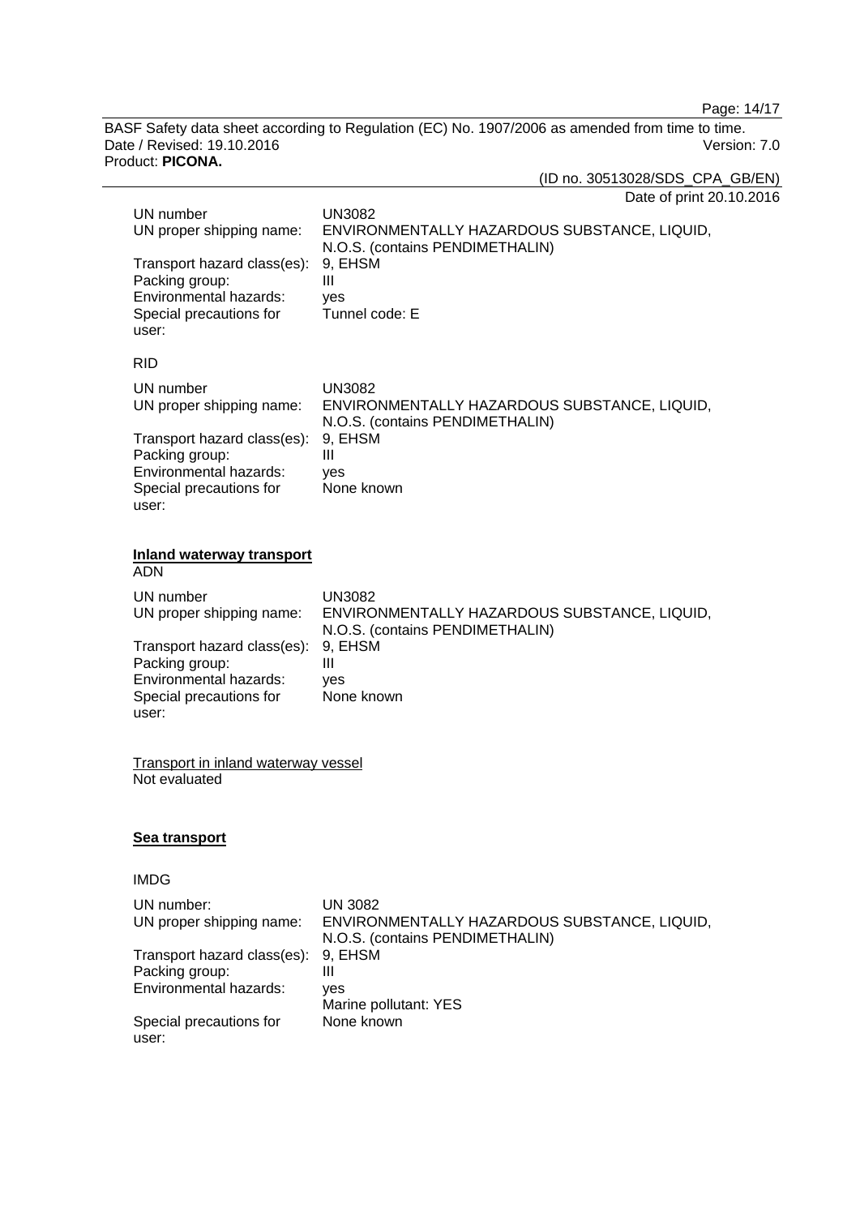| | |
|---|---|
| UN number | UN3082 |
| UN proper shipping name: | ENVIRONMENTALLY HAZARDOUS SUBSTANCE, LIQUID, N.O.S. (contains PENDIMETHALIN) |
| Transport hazard class(es): | 9, EHSM |
| Packing group: | III |
| Environmental hazards: | yes |
| Special precautions for user: | Tunnel code: E |

RID

| | |
|---|---|
| UN number | UN3082 |
| UN proper shipping name: | ENVIRONMENTALLY HAZARDOUS SUBSTANCE, LIQUID, N.O.S. (contains PENDIMETHALIN) |
| Transport hazard class(es): | 9, EHSM |
| Packing group: | III |
| Environmental hazards: | yes |
| Special precautions for user: | None known |

**Inland waterway transport**

ADN

| | |
|---|---|
| UN number | UN3082 |
| UN proper shipping name: | ENVIRONMENTALLY HAZARDOUS SUBSTANCE, LIQUID, N.O.S. (contains PENDIMETHALIN) |
| Transport hazard class(es): | 9, EHSM |
| Packing group: | III |
| Environmental hazards: | yes |
| Special precautions for user: | None known |

Transport in inland waterway vessel

Not evaluated

**Sea transport**

IMDG

| | |
|---|---|
| UN number: | UN 3082 |
| UN proper shipping name: | ENVIRONMENTALLY HAZARDOUS SUBSTANCE, LIQUID, N.O.S. (contains PENDIMETHALIN) |
| Transport hazard class(es): | 9, EHSM |
| Packing group: | III |
| Environmental hazards: | yes<br>Marine pollutant: YES |
| Special precautions for user: | None known |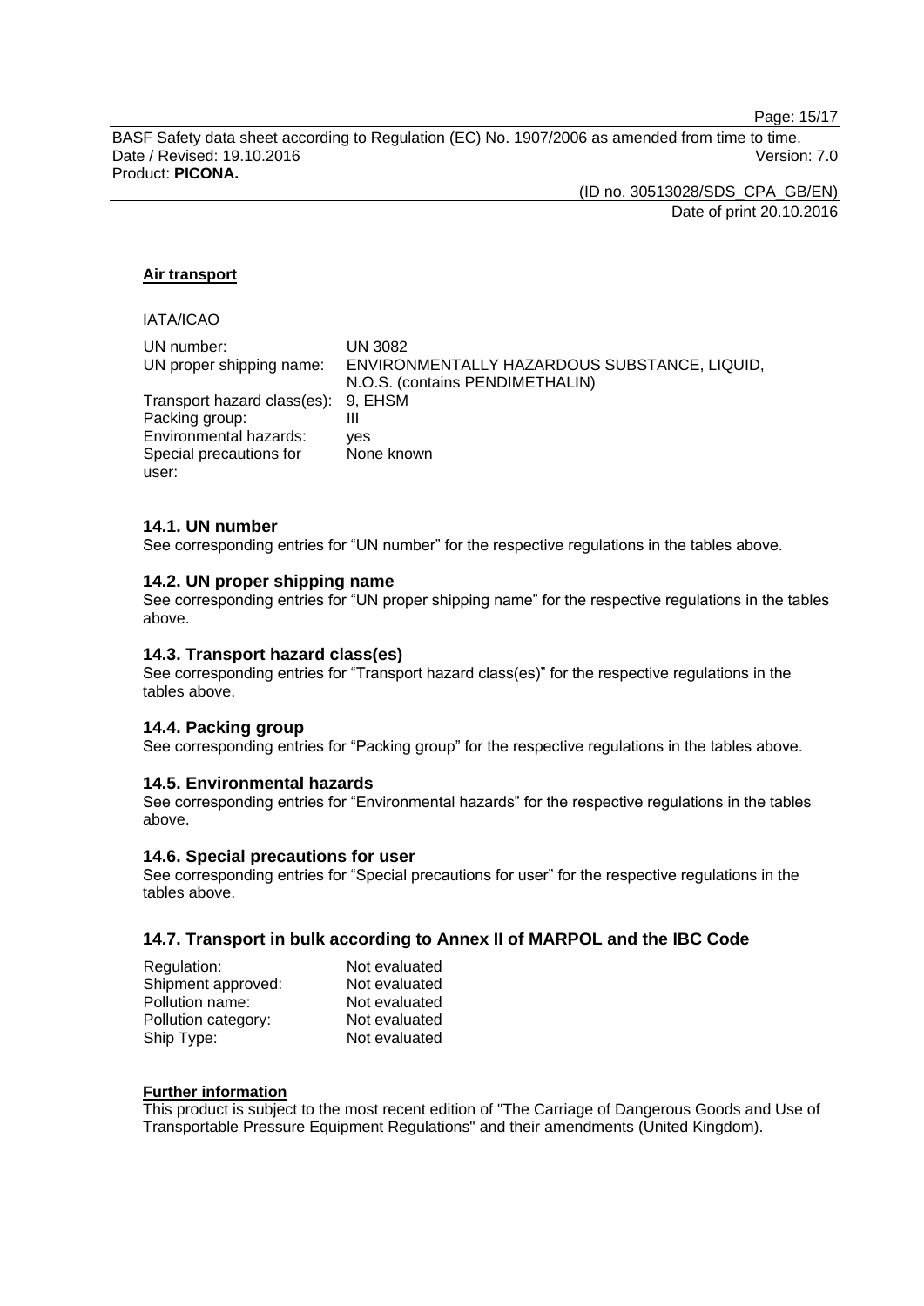**Air transport**

IATA/ICAO

| | |
|---|---|
| UN number: | UN 3082 |
| UN proper shipping name: | ENVIRONMENTALLY HAZARDOUS SUBSTANCE, LIQUID, N.O.S. (contains PENDIMETHALIN) |
| Transport hazard class(es): | 9, EHSM |
| Packing group: | III |
| Environmental hazards: | yes |
| Special precautions for user: | None known |

### 14.1. UN number

See corresponding entries for “UN number” for the respective regulations in the tables above.

### 14.2. UN proper shipping name

See corresponding entries for “UN proper shipping name” for the respective regulations in the tables above.

### 14.3. Transport hazard class(es)

See corresponding entries for “Transport hazard class(es)” for the respective regulations in the tables above.

### 14.4. Packing group

See corresponding entries for “Packing group” for the respective regulations in the tables above.

### 14.5. Environmental hazards

See corresponding entries for “Environmental hazards” for the respective regulations in the tables above.

### 14.6. Special precautions for user

See corresponding entries for “Special precautions for user” for the respective regulations in the tables above.

### 14.7. Transport in bulk according to Annex II of MARPOL and the IBC Code

| | |
|---|---|
| Regulation: | Not evaluated |
| Shipment approved: | Not evaluated |
| Pollution name: | Not evaluated |
| Pollution category: | Not evaluated |
| Ship Type: | Not evaluated |

**Further information**

This product is subject to the most recent edition of "The Carriage of Dangerous Goods and Use of Transportable Pressure Equipment Regulations" and their amendments (United Kingdom).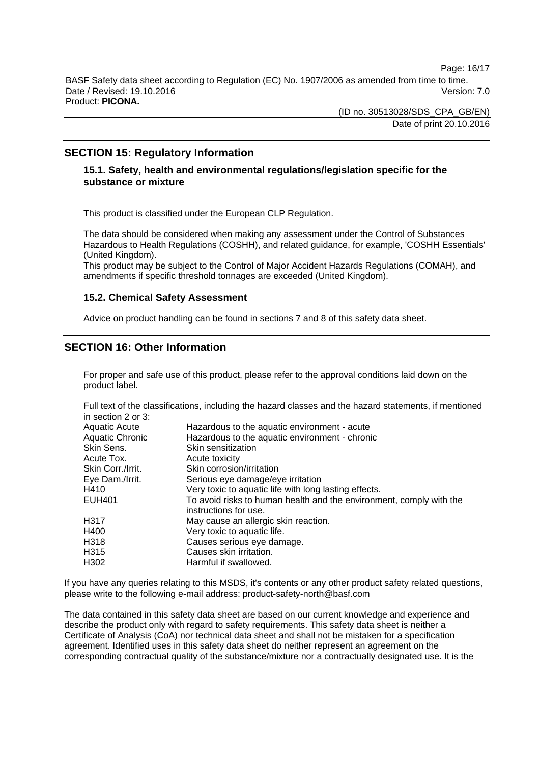## SECTION 15: Regulatory Information

### 15.1. Safety, health and environmental regulations/legislation specific for the substance or mixture

This product is classified under the European CLP Regulation.

The data should be considered when making any assessment under the Control of Substances Hazardous to Health Regulations (COSHH), and related guidance, for example, 'COSHH Essentials' (United Kingdom).
This product may be subject to the Control of Major Accident Hazards Regulations (COMAH), and amendments if specific threshold tonnages are exceeded (United Kingdom).

### 15.2. Chemical Safety Assessment

Advice on product handling can be found in sections 7 and 8 of this safety data sheet.

## SECTION 16: Other Information

For proper and safe use of this product, please refer to the approval conditions laid down on the product label.

Full text of the classifications, including the hazard classes and the hazard statements, if mentioned in section 2 or 3:

| | |
|---|---|
| Aquatic Acute | Hazardous to the aquatic environment - acute |
| Aquatic Chronic | Hazardous to the aquatic environment - chronic |
| Skin Sens. | Skin sensitization |
| Acute Tox. | Acute toxicity |
| Skin Corr./Irrit. | Skin corrosion/irritation |
| Eye Dam./Irrit. | Serious eye damage/eye irritation |
| H410 | Very toxic to aquatic life with long lasting effects. |
| EUH401 | To avoid risks to human health and the environment, comply with the instructions for use. |
| H317 | May cause an allergic skin reaction. |
| H400 | Very toxic to aquatic life. |
| H318 | Causes serious eye damage. |
| H315 | Causes skin irritation. |
| H302 | Harmful if swallowed. |

If you have any queries relating to this MSDS, it's contents or any other product safety related questions, please write to the following e-mail address: product-safety-north@basf.com

The data contained in this safety data sheet are based on our current knowledge and experience and describe the product only with regard to safety requirements. This safety data sheet is neither a Certificate of Analysis (CoA) nor technical data sheet and shall not be mistaken for a specification agreement. Identified uses in this safety data sheet do neither represent an agreement on the corresponding contractual quality of the substance/mixture nor a contractually designated use. It is the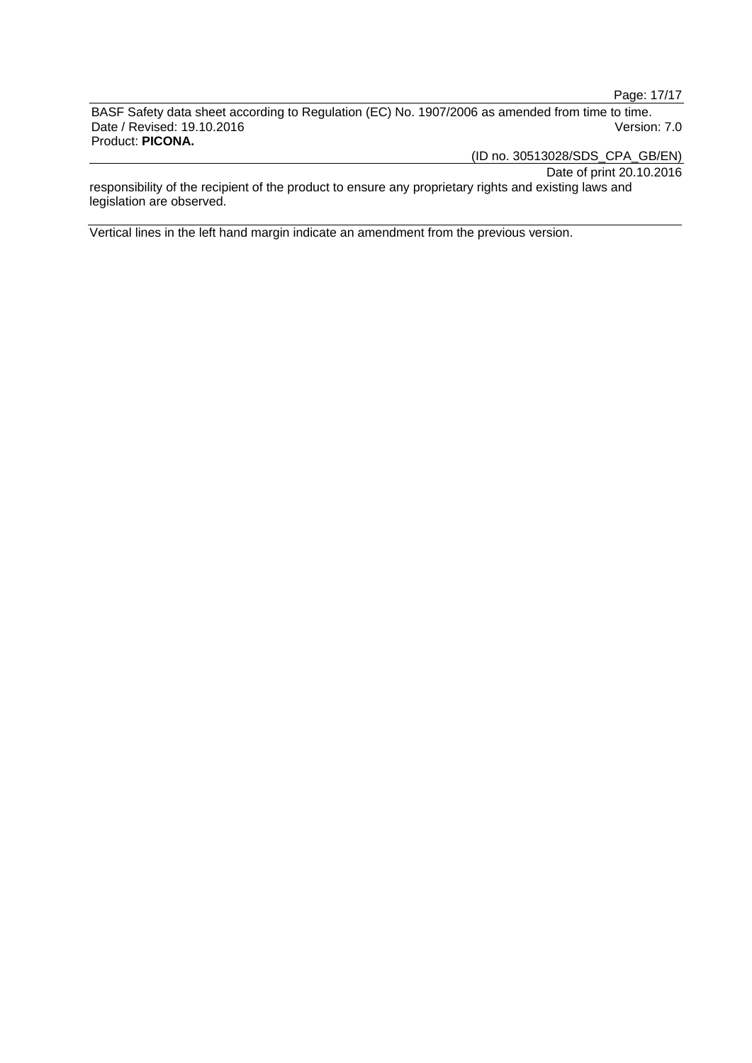responsibility of the recipient of the product to ensure any proprietary rights and existing laws and legislation are observed.

---

Vertical lines in the left hand margin indicate an amendment from the previous version.